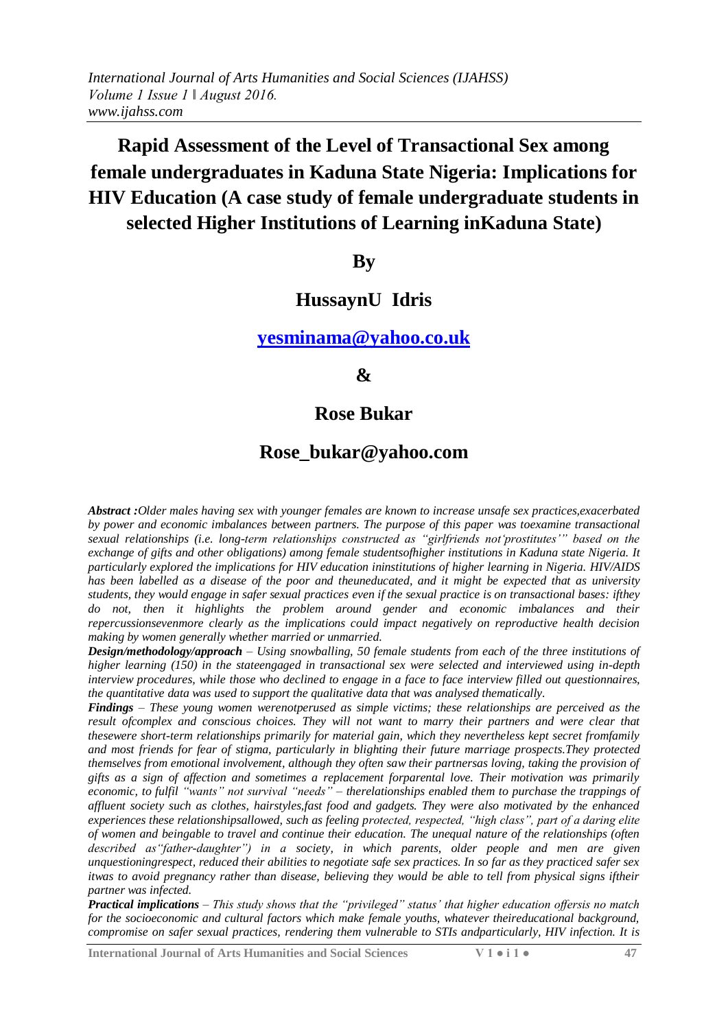# Rapid Assessment of the Level of Transactional Sex among female undergraduates in Kaduna State Nigeria: Implications for HIV Education (A case study of female undergraduate students in selected Higher Institutions of Learning inKaduna State)

**By**

**HussaynU Idris**

**yesminama@yahoo.co.uk**

**&**

**Rose Bukar**

**Rose_bukar@yahoo.com**

***Abstract :****Older males having sex with younger females are known to increase unsafe sex practices,exacerbated by power and economic imbalances between partners. The purpose of this paper was toexamine transactional sexual relationships (i.e. long-term relationships constructed as "girlfriends not'prostitutes'" based on the exchange of gifts and other obligations) among female studentsofhigher institutions in Kaduna state Nigeria. It particularly explored the implications for HIV education ininstitutions of higher learning in Nigeria. HIV/AIDS has been labelled as a disease of the poor and theuneducated, and it might be expected that as university students, they would engage in safer sexual practices even if the sexual practice is on transactional bases: ifthey do not, then it highlights the problem around gender and economic imbalances and their repercussionsevenmore clearly as the implications could impact negatively on reproductive health decision making by women generally whether married or unmarried.*

***Design/methodology/approach** – Using snowballing, 50 female students from each of the three institutions of higher learning (150) in the stateengaged in transactional sex were selected and interviewed using in-depth interview procedures, while those who declined to engage in a face to face interview filled out questionnaires, the quantitative data was used to support the qualitative data that was analysed thematically.*

***Findings** – These young women werenotperused as simple victims; these relationships are perceived as the result ofcomplex and conscious choices. They will not want to marry their partners and were clear that thesewere short-term relationships primarily for material gain, which they nevertheless kept secret fromfamily and most friends for fear of stigma, particularly in blighting their future marriage prospects.They protected themselves from emotional involvement, although they often saw their partnersas loving, taking the provision of gifts as a sign of affection and sometimes a replacement forparental love. Their motivation was primarily economic, to fulfil "wants" not survival "needs" – therelationships enabled them to purchase the trappings of affluent society such as clothes, hairstyles,fast food and gadgets. They were also motivated by the enhanced experiences these relationshipsallowed, such as feeling protected, respected, "high class", part of a daring elite of women and beingable to travel and continue their education. The unequal nature of the relationships (often described as"father-daughter") in a society, in which parents, older people and men are given unquestioningrespect, reduced their abilities to negotiate safe sex practices. In so far as they practiced safer sex itwas to avoid pregnancy rather than disease, believing they would be able to tell from physical signs iftheir partner was infected.*

***Practical implications** – This study shows that the "privileged" status' that higher education offersis no match for the socioeconomic and cultural factors which make female youths, whatever theireducational background, compromise on safer sexual practices, rendering them vulnerable to STIs andparticularly, HIV infection. It is*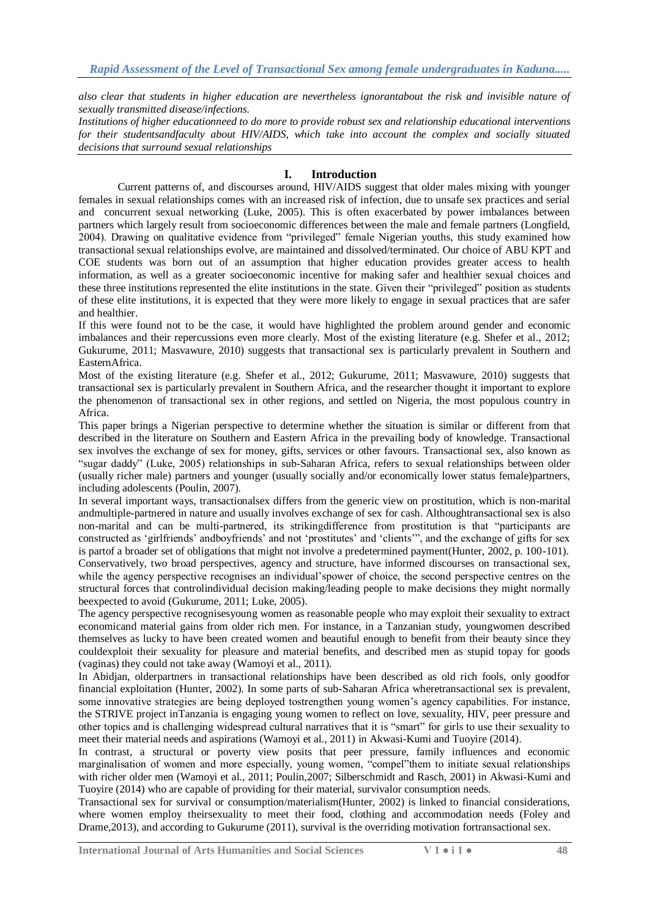*also clear that students in higher education are nevertheless ignorantabout the risk and invisible nature of sexually transmitted disease/infections.*

*Institutions of higher educationneed to do more to provide robust sex and relationship educational interventions for their studentsandfaculty about HIV/AIDS, which take into account the complex and socially situated decisions that surround sexual relationships*

## I. Introduction

Current patterns of, and discourses around, HIV/AIDS suggest that older males mixing with younger females in sexual relationships comes with an increased risk of infection, due to unsafe sex practices and serial and concurrent sexual networking (Luke, 2005). This is often exacerbated by power imbalances between partners which largely result from socioeconomic differences between the male and female partners (Longfield, 2004). Drawing on qualitative evidence from "privileged" female Nigerian youths, this study examined how transactional sexual relationships evolve, are maintained and dissolved/terminated. Our choice of ABU KPT and COE students was born out of an assumption that higher education provides greater access to health information, as well as a greater socioeconomic incentive for making safer and healthier sexual choices and these three institutions represented the elite institutions in the state. Given their "privileged" position as students of these elite institutions, it is expected that they were more likely to engage in sexual practices that are safer and healthier.

If this were found not to be the case, it would have highlighted the problem around gender and economic imbalances and their repercussions even more clearly. Most of the existing literature (e.g. Shefer et al., 2012; Gukurume, 2011; Masvawure, 2010) suggests that transactional sex is particularly prevalent in Southern and EasternAfrica.

Most of the existing literature (e.g. Shefer et al., 2012; Gukurume, 2011; Masvawure, 2010) suggests that transactional sex is particularly prevalent in Southern Africa, and the researcher thought it important to explore the phenomenon of transactional sex in other regions, and settled on Nigeria, the most populous country in Africa.

This paper brings a Nigerian perspective to determine whether the situation is similar or different from that described in the literature on Southern and Eastern Africa in the prevailing body of knowledge. Transactional sex involves the exchange of sex for money, gifts, services or other favours. Transactional sex, also known as "sugar daddy" (Luke, 2005) relationships in sub-Saharan Africa, refers to sexual relationships between older (usually richer male) partners and younger (usually socially and/or economically lower status female)partners, including adolescents (Poulin, 2007).

In several important ways, transactionalsex differs from the generic view on prostitution, which is non-marital andmultiple-partnered in nature and usually involves exchange of sex for cash. Althoughtransactional sex is also non-marital and can be multi-partnered, its strikingdifference from prostitution is that "participants are constructed as 'girlfriends' andboyfriends' and not 'prostitutes' and 'clients'", and the exchange of gifts for sex is partof a broader set of obligations that might not involve a predetermined payment(Hunter, 2002, p. 100-101).

Conservatively, two broad perspectives, agency and structure, have informed discourses on transactional sex, while the agency perspective recognises an individual'spower of choice, the second perspective centres on the structural forces that controlindividual decision making/leading people to make decisions they might normally beexpected to avoid (Gukurume, 2011; Luke, 2005).

The agency perspective recognisesyoung women as reasonable people who may exploit their sexuality to extract economicand material gains from older rich men. For instance, in a Tanzanian study, youngwomen described themselves as lucky to have been created women and beautiful enough to benefit from their beauty since they couldexploit their sexuality for pleasure and material benefits, and described men as stupid topay for goods (vaginas) they could not take away (Wamoyi et al., 2011).

In Abidjan, olderpartners in transactional relationships have been described as old rich fools, only goodfor financial exploitation (Hunter, 2002). In some parts of sub-Saharan Africa wheretransactional sex is prevalent, some innovative strategies are being deployed tostrengthen young women's agency capabilities. For instance, the STRIVE project inTanzania is engaging young women to reflect on love, sexuality, HIV, peer pressure and other topics and is challenging widespread cultural narratives that it is "smart" for girls to use their sexuality to meet their material needs and aspirations (Wamoyi et al., 2011) in Akwasi-Kumi and Tuoyire (2014).

In contrast, a structural or poverty view posits that peer pressure, family influences and economic marginalisation of women and more especially, young women, "compel"them to initiate sexual relationships with richer older men (Wamoyi et al., 2011; Poulin,2007; Silberschmidt and Rasch, 2001) in Akwasi-Kumi and Tuoyire (2014) who are capable of providing for their material, survivalor consumption needs.

Transactional sex for survival or consumption/materialism(Hunter, 2002) is linked to financial considerations, where women employ theirsexuality to meet their food, clothing and accommodation needs (Foley and Drame,2013), and according to Gukurume (2011), survival is the overriding motivation fortransactional sex.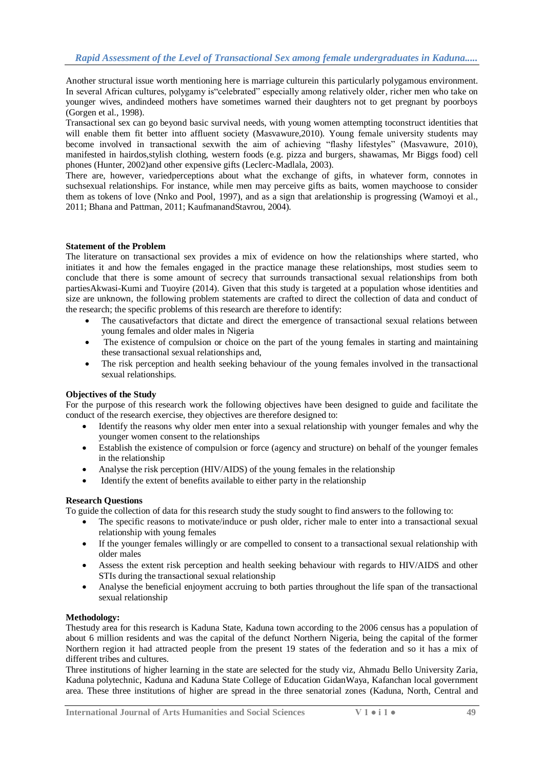Another structural issue worth mentioning here is marriage culturein this particularly polygamous environment. In several African cultures, polygamy is"celebrated" especially among relatively older, richer men who take on younger wives, andindeed mothers have sometimes warned their daughters not to get pregnant by poorboys (Gorgen et al., 1998).

Transactional sex can go beyond basic survival needs, with young women attempting toconstruct identities that will enable them fit better into affluent society (Masvawure,2010). Young female university students may become involved in transactional sexwith the aim of achieving "flashy lifestyles" (Masvawure, 2010), manifested in hairdos,stylish clothing, western foods (e.g. pizza and burgers, shawamas, Mr Biggs food) cell phones (Hunter, 2002)and other expensive gifts (Leclerc-Madlala, 2003).

There are, however, variedperceptions about what the exchange of gifts, in whatever form, connotes in suchsexual relationships. For instance, while men may perceive gifts as baits, women maychoose to consider them as tokens of love (Nnko and Pool, 1997), and as a sign that arelationship is progressing (Wamoyi et al., 2011; Bhana and Pattman, 2011; KaufmanandStavrou, 2004).

**Statement of the Problem**

The literature on transactional sex provides a mix of evidence on how the relationships where started, who initiates it and how the females engaged in the practice manage these relationships, most studies seem to conclude that there is some amount of secrecy that surrounds transactional sexual relationships from both partiesAkwasi-Kumi and Tuoyire (2014). Given that this study is targeted at a population whose identities and size are unknown, the following problem statements are crafted to direct the collection of data and conduct of the research; the specific problems of this research are therefore to identify:

- The causativefactors that dictate and direct the emergence of transactional sexual relations between young females and older males in Nigeria
- The existence of compulsion or choice on the part of the young females in starting and maintaining these transactional sexual relationships and,
- The risk perception and health seeking behaviour of the young females involved in the transactional sexual relationships.

**Objectives of the Study**

For the purpose of this research work the following objectives have been designed to guide and facilitate the conduct of the research exercise, they objectives are therefore designed to:

- Identify the reasons why older men enter into a sexual relationship with younger females and why the younger women consent to the relationships
- Establish the existence of compulsion or force (agency and structure) on behalf of the younger females in the relationship
- Analyse the risk perception (HIV/AIDS) of the young females in the relationship
- Identify the extent of benefits available to either party in the relationship

**Research Questions**

To guide the collection of data for this research study the study sought to find answers to the following to:

- The specific reasons to motivate/induce or push older, richer male to enter into a transactional sexual relationship with young females
- If the younger females willingly or are compelled to consent to a transactional sexual relationship with older males
- Assess the extent risk perception and health seeking behaviour with regards to HIV/AIDS and other STIs during the transactional sexual relationship
- Analyse the beneficial enjoyment accruing to both parties throughout the life span of the transactional sexual relationship

**Methodology:**

Thestudy area for this research is Kaduna State, Kaduna town according to the 2006 census has a population of about 6 million residents and was the capital of the defunct Northern Nigeria, being the capital of the former Northern region it had attracted people from the present 19 states of the federation and so it has a mix of different tribes and cultures.

Three institutions of higher learning in the state are selected for the study viz, Ahmadu Bello University Zaria, Kaduna polytechnic, Kaduna and Kaduna State College of Education GidanWaya, Kafanchan local government area. These three institutions of higher are spread in the three senatorial zones (Kaduna, North, Central and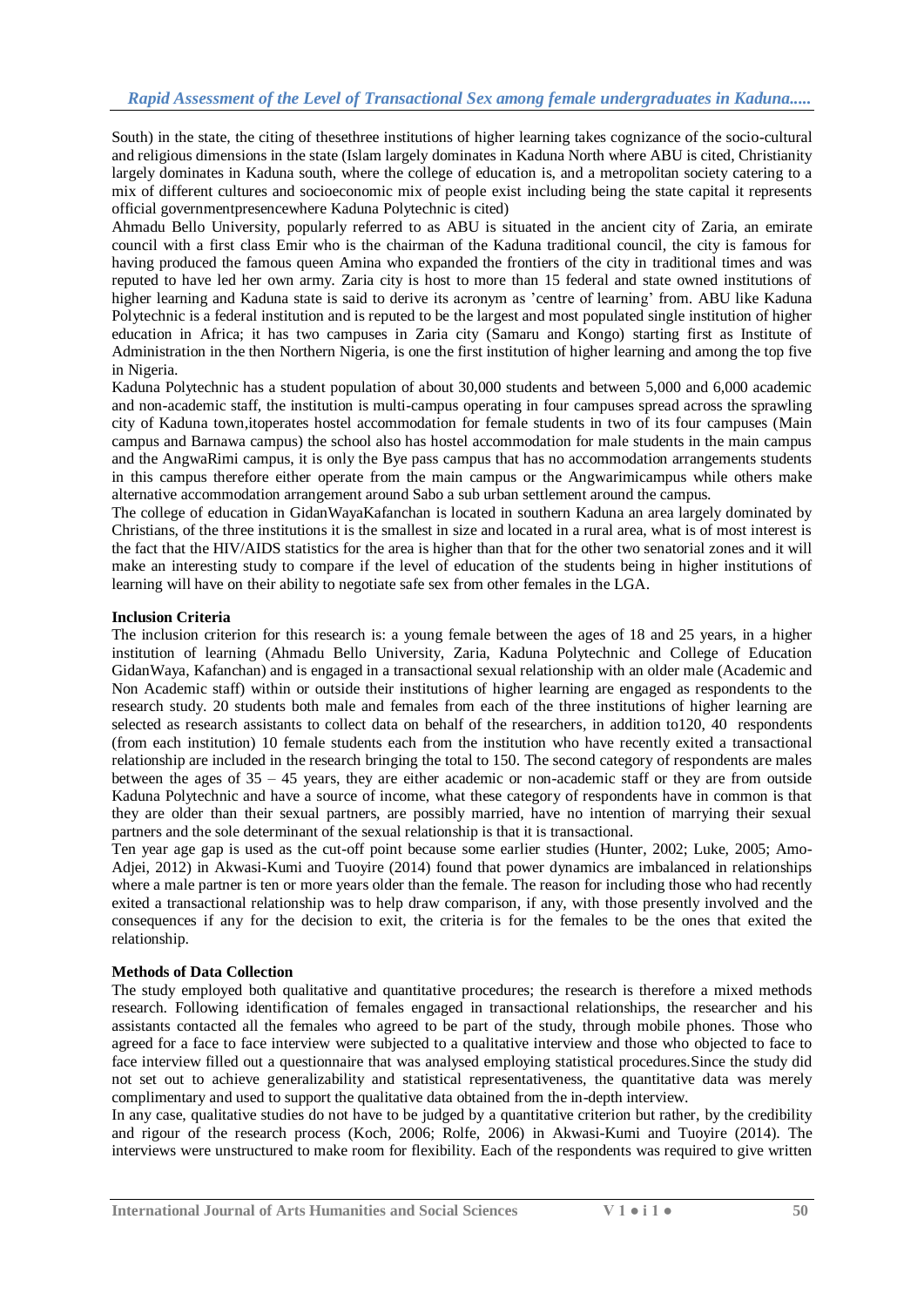South) in the state, the citing of thesethree institutions of higher learning takes cognizance of the socio-cultural and religious dimensions in the state (Islam largely dominates in Kaduna North where ABU is cited, Christianity largely dominates in Kaduna south, where the college of education is, and a metropolitan society catering to a mix of different cultures and socioeconomic mix of people exist including being the state capital it represents official governmentpresencewhere Kaduna Polytechnic is cited)

Ahmadu Bello University, popularly referred to as ABU is situated in the ancient city of Zaria, an emirate council with a first class Emir who is the chairman of the Kaduna traditional council, the city is famous for having produced the famous queen Amina who expanded the frontiers of the city in traditional times and was reputed to have led her own army. Zaria city is host to more than 15 federal and state owned institutions of higher learning and Kaduna state is said to derive its acronym as 'centre of learning' from. ABU like Kaduna Polytechnic is a federal institution and is reputed to be the largest and most populated single institution of higher education in Africa; it has two campuses in Zaria city (Samaru and Kongo) starting first as Institute of Administration in the then Northern Nigeria, is one the first institution of higher learning and among the top five in Nigeria.

Kaduna Polytechnic has a student population of about 30,000 students and between 5,000 and 6,000 academic and non-academic staff, the institution is multi-campus operating in four campuses spread across the sprawling city of Kaduna town,itoperates hostel accommodation for female students in two of its four campuses (Main campus and Barnawa campus) the school also has hostel accommodation for male students in the main campus and the AngwaRimi campus, it is only the Bye pass campus that has no accommodation arrangements students in this campus therefore either operate from the main campus or the Angwarimicampus while others make alternative accommodation arrangement around Sabo a sub urban settlement around the campus.

The college of education in GidanWayaKafanchan is located in southern Kaduna an area largely dominated by Christians, of the three institutions it is the smallest in size and located in a rural area, what is of most interest is the fact that the HIV/AIDS statistics for the area is higher than that for the other two senatorial zones and it will make an interesting study to compare if the level of education of the students being in higher institutions of learning will have on their ability to negotiate safe sex from other females in the LGA.

**Inclusion Criteria**

The inclusion criterion for this research is: a young female between the ages of 18 and 25 years, in a higher institution of learning (Ahmadu Bello University, Zaria, Kaduna Polytechnic and College of Education GidanWaya, Kafanchan) and is engaged in a transactional sexual relationship with an older male (Academic and Non Academic staff) within or outside their institutions of higher learning are engaged as respondents to the research study. 20 students both male and females from each of the three institutions of higher learning are selected as research assistants to collect data on behalf of the researchers, in addition to120, 40 respondents (from each institution) 10 female students each from the institution who have recently exited a transactional relationship are included in the research bringing the total to 150. The second category of respondents are males between the ages of 35 – 45 years, they are either academic or non-academic staff or they are from outside Kaduna Polytechnic and have a source of income, what these category of respondents have in common is that they are older than their sexual partners, are possibly married, have no intention of marrying their sexual partners and the sole determinant of the sexual relationship is that it is transactional.

Ten year age gap is used as the cut-off point because some earlier studies (Hunter, 2002; Luke, 2005; Amo-Adjei, 2012) in Akwasi-Kumi and Tuoyire (2014) found that power dynamics are imbalanced in relationships where a male partner is ten or more years older than the female. The reason for including those who had recently exited a transactional relationship was to help draw comparison, if any, with those presently involved and the consequences if any for the decision to exit, the criteria is for the females to be the ones that exited the relationship.

**Methods of Data Collection**

The study employed both qualitative and quantitative procedures; the research is therefore a mixed methods research. Following identification of females engaged in transactional relationships, the researcher and his assistants contacted all the females who agreed to be part of the study, through mobile phones. Those who agreed for a face to face interview were subjected to a qualitative interview and those who objected to face to face interview filled out a questionnaire that was analysed employing statistical procedures.Since the study did not set out to achieve generalizability and statistical representativeness, the quantitative data was merely complimentary and used to support the qualitative data obtained from the in-depth interview.

In any case, qualitative studies do not have to be judged by a quantitative criterion but rather, by the credibility and rigour of the research process (Koch, 2006; Rolfe, 2006) in Akwasi-Kumi and Tuoyire (2014). The interviews were unstructured to make room for flexibility. Each of the respondents was required to give written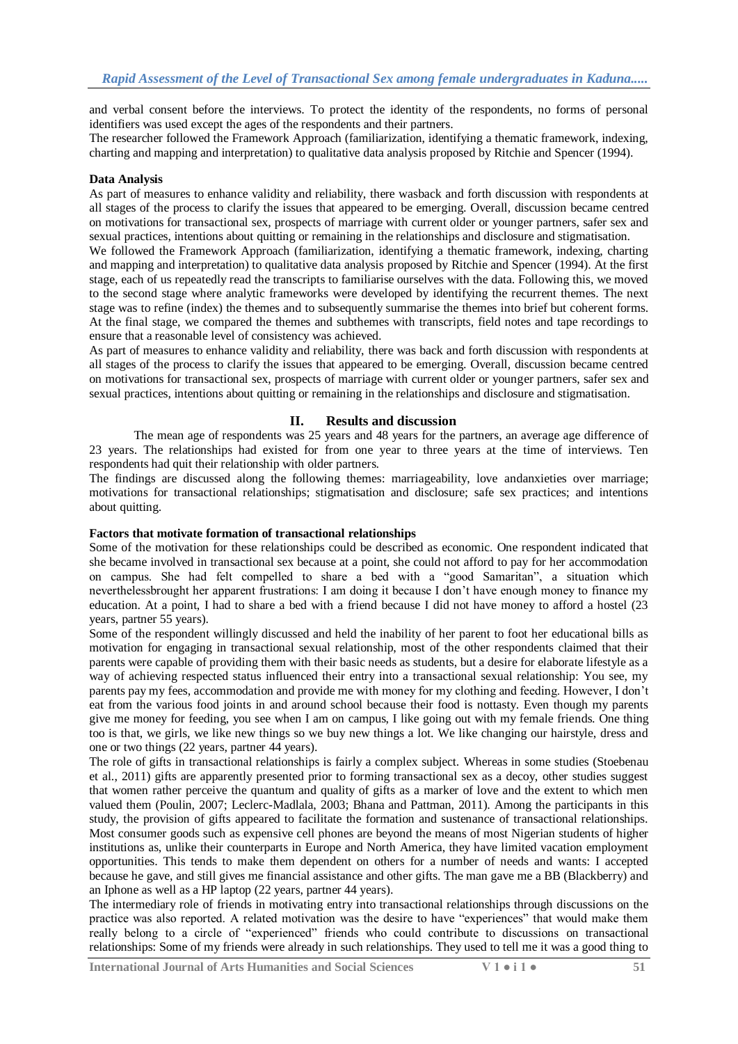and verbal consent before the interviews. To protect the identity of the respondents, no forms of personal identifiers was used except the ages of the respondents and their partners.

The researcher followed the Framework Approach (familiarization, identifying a thematic framework, indexing, charting and mapping and interpretation) to qualitative data analysis proposed by Ritchie and Spencer (1994).

**Data Analysis**

As part of measures to enhance validity and reliability, there wasback and forth discussion with respondents at all stages of the process to clarify the issues that appeared to be emerging. Overall, discussion became centred on motivations for transactional sex, prospects of marriage with current older or younger partners, safer sex and sexual practices, intentions about quitting or remaining in the relationships and disclosure and stigmatisation.

We followed the Framework Approach (familiarization, identifying a thematic framework, indexing, charting and mapping and interpretation) to qualitative data analysis proposed by Ritchie and Spencer (1994). At the first stage, each of us repeatedly read the transcripts to familiarise ourselves with the data. Following this, we moved to the second stage where analytic frameworks were developed by identifying the recurrent themes. The next stage was to refine (index) the themes and to subsequently summarise the themes into brief but coherent forms. At the final stage, we compared the themes and subthemes with transcripts, field notes and tape recordings to ensure that a reasonable level of consistency was achieved.

As part of measures to enhance validity and reliability, there was back and forth discussion with respondents at all stages of the process to clarify the issues that appeared to be emerging. Overall, discussion became centred on motivations for transactional sex, prospects of marriage with current older or younger partners, safer sex and sexual practices, intentions about quitting or remaining in the relationships and disclosure and stigmatisation.

## II. Results and discussion

The mean age of respondents was 25 years and 48 years for the partners, an average age difference of 23 years. The relationships had existed for from one year to three years at the time of interviews. Ten respondents had quit their relationship with older partners.

The findings are discussed along the following themes: marriageability, love andanxieties over marriage; motivations for transactional relationships; stigmatisation and disclosure; safe sex practices; and intentions about quitting.

**Factors that motivate formation of transactional relationships**

Some of the motivation for these relationships could be described as economic. One respondent indicated that she became involved in transactional sex because at a point, she could not afford to pay for her accommodation on campus. She had felt compelled to share a bed with a "good Samaritan", a situation which neverthelessbrought her apparent frustrations: I am doing it because I don't have enough money to finance my education. At a point, I had to share a bed with a friend because I did not have money to afford a hostel (23 years, partner 55 years).

Some of the respondent willingly discussed and held the inability of her parent to foot her educational bills as motivation for engaging in transactional sexual relationship, most of the other respondents claimed that their parents were capable of providing them with their basic needs as students, but a desire for elaborate lifestyle as a way of achieving respected status influenced their entry into a transactional sexual relationship: You see, my parents pay my fees, accommodation and provide me with money for my clothing and feeding. However, I don't eat from the various food joints in and around school because their food is nottasty. Even though my parents give me money for feeding, you see when I am on campus, I like going out with my female friends. One thing too is that, we girls, we like new things so we buy new things a lot. We like changing our hairstyle, dress and one or two things (22 years, partner 44 years).

The role of gifts in transactional relationships is fairly a complex subject. Whereas in some studies (Stoebenau et al., 2011) gifts are apparently presented prior to forming transactional sex as a decoy, other studies suggest that women rather perceive the quantum and quality of gifts as a marker of love and the extent to which men valued them (Poulin, 2007; Leclerc-Madlala, 2003; Bhana and Pattman, 2011). Among the participants in this study, the provision of gifts appeared to facilitate the formation and sustenance of transactional relationships. Most consumer goods such as expensive cell phones are beyond the means of most Nigerian students of higher institutions as, unlike their counterparts in Europe and North America, they have limited vacation employment opportunities. This tends to make them dependent on others for a number of needs and wants: I accepted because he gave, and still gives me financial assistance and other gifts. The man gave me a BB (Blackberry) and an Iphone as well as a HP laptop (22 years, partner 44 years).

The intermediary role of friends in motivating entry into transactional relationships through discussions on the practice was also reported. A related motivation was the desire to have "experiences" that would make them really belong to a circle of "experienced" friends who could contribute to discussions on transactional relationships: Some of my friends were already in such relationships. They used to tell me it was a good thing to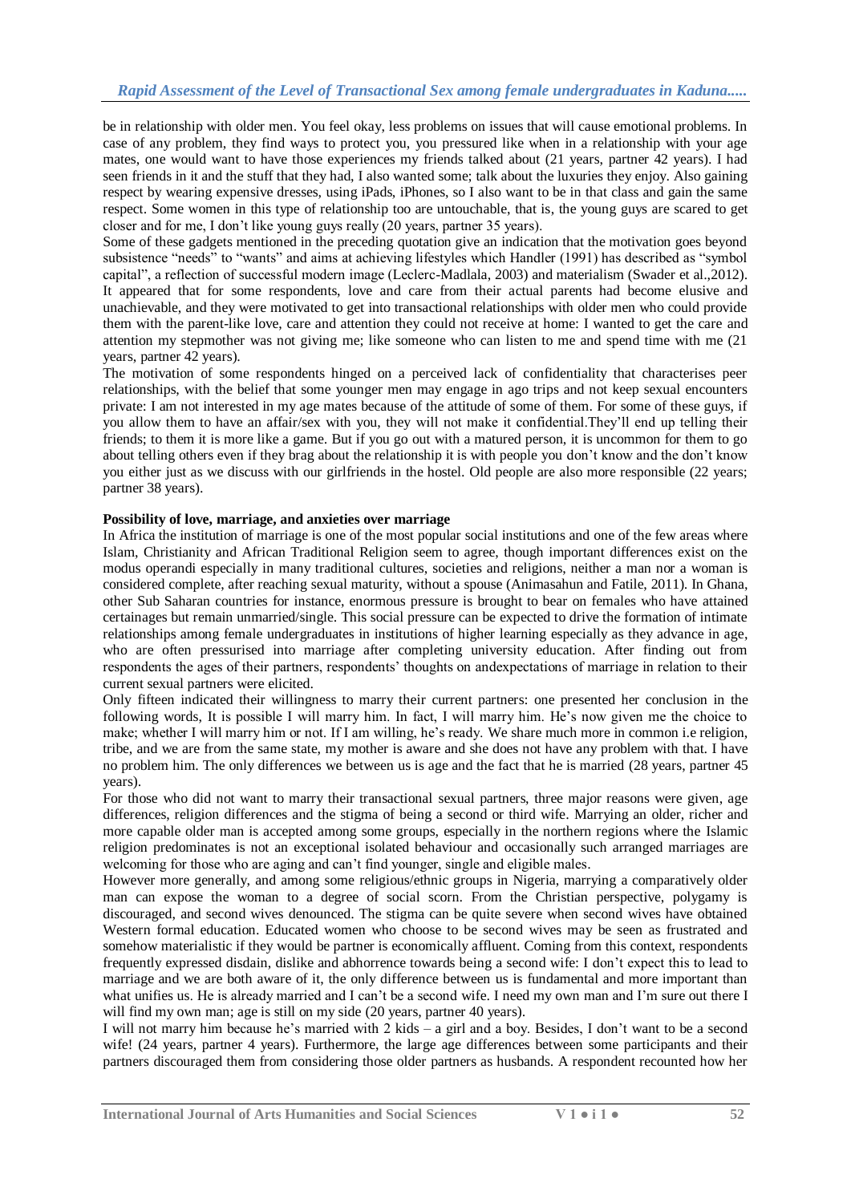be in relationship with older men. You feel okay, less problems on issues that will cause emotional problems. In case of any problem, they find ways to protect you, you pressured like when in a relationship with your age mates, one would want to have those experiences my friends talked about (21 years, partner 42 years). I had seen friends in it and the stuff that they had, I also wanted some; talk about the luxuries they enjoy. Also gaining respect by wearing expensive dresses, using iPads, iPhones, so I also want to be in that class and gain the same respect. Some women in this type of relationship too are untouchable, that is, the young guys are scared to get closer and for me, I don't like young guys really (20 years, partner 35 years).

Some of these gadgets mentioned in the preceding quotation give an indication that the motivation goes beyond subsistence "needs" to "wants" and aims at achieving lifestyles which Handler (1991) has described as "symbol capital", a reflection of successful modern image (Leclerc-Madlala, 2003) and materialism (Swader et al.,2012). It appeared that for some respondents, love and care from their actual parents had become elusive and unachievable, and they were motivated to get into transactional relationships with older men who could provide them with the parent-like love, care and attention they could not receive at home: I wanted to get the care and attention my stepmother was not giving me; like someone who can listen to me and spend time with me (21 years, partner 42 years).

The motivation of some respondents hinged on a perceived lack of confidentiality that characterises peer relationships, with the belief that some younger men may engage in ago trips and not keep sexual encounters private: I am not interested in my age mates because of the attitude of some of them. For some of these guys, if you allow them to have an affair/sex with you, they will not make it confidential.They'll end up telling their friends; to them it is more like a game. But if you go out with a matured person, it is uncommon for them to go about telling others even if they brag about the relationship it is with people you don't know and the don't know you either just as we discuss with our girlfriends in the hostel. Old people are also more responsible (22 years; partner 38 years).

**Possibility of love, marriage, and anxieties over marriage**

In Africa the institution of marriage is one of the most popular social institutions and one of the few areas where Islam, Christianity and African Traditional Religion seem to agree, though important differences exist on the modus operandi especially in many traditional cultures, societies and religions, neither a man nor a woman is considered complete, after reaching sexual maturity, without a spouse (Animasahun and Fatile, 2011). In Ghana, other Sub Saharan countries for instance, enormous pressure is brought to bear on females who have attained certainages but remain unmarried/single. This social pressure can be expected to drive the formation of intimate relationships among female undergraduates in institutions of higher learning especially as they advance in age, who are often pressurised into marriage after completing university education. After finding out from respondents the ages of their partners, respondents' thoughts on andexpectations of marriage in relation to their current sexual partners were elicited.

Only fifteen indicated their willingness to marry their current partners: one presented her conclusion in the following words, It is possible I will marry him. In fact, I will marry him. He's now given me the choice to make; whether I will marry him or not. If I am willing, he's ready. We share much more in common i.e religion, tribe, and we are from the same state, my mother is aware and she does not have any problem with that. I have no problem him. The only differences we between us is age and the fact that he is married (28 years, partner 45 years).

For those who did not want to marry their transactional sexual partners, three major reasons were given, age differences, religion differences and the stigma of being a second or third wife. Marrying an older, richer and more capable older man is accepted among some groups, especially in the northern regions where the Islamic religion predominates is not an exceptional isolated behaviour and occasionally such arranged marriages are welcoming for those who are aging and can't find younger, single and eligible males.

However more generally, and among some religious/ethnic groups in Nigeria, marrying a comparatively older man can expose the woman to a degree of social scorn. From the Christian perspective, polygamy is discouraged, and second wives denounced. The stigma can be quite severe when second wives have obtained Western formal education. Educated women who choose to be second wives may be seen as frustrated and somehow materialistic if they would be partner is economically affluent. Coming from this context, respondents frequently expressed disdain, dislike and abhorrence towards being a second wife: I don't expect this to lead to marriage and we are both aware of it, the only difference between us is fundamental and more important than what unifies us. He is already married and I can't be a second wife. I need my own man and I'm sure out there I will find my own man; age is still on my side (20 years, partner 40 years).

I will not marry him because he's married with 2 kids – a girl and a boy. Besides, I don't want to be a second wife! (24 years, partner 4 years). Furthermore, the large age differences between some participants and their partners discouraged them from considering those older partners as husbands. A respondent recounted how her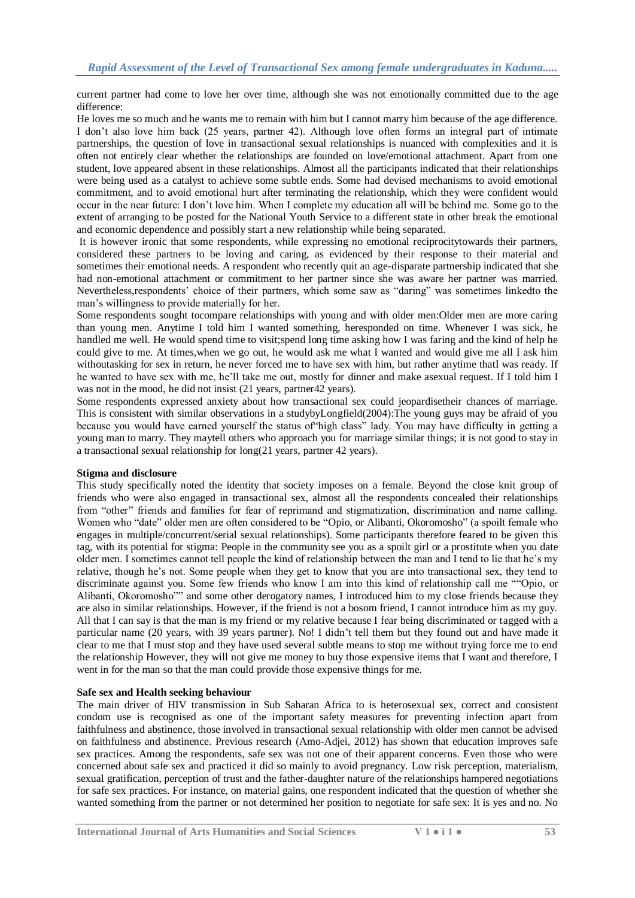current partner had come to love her over time, although she was not emotionally committed due to the age difference:

He loves me so much and he wants me to remain with him but I cannot marry him because of the age difference. I don't also love him back (25 years, partner 42). Although love often forms an integral part of intimate partnerships, the question of love in transactional sexual relationships is nuanced with complexities and it is often not entirely clear whether the relationships are founded on love/emotional attachment. Apart from one student, love appeared absent in these relationships. Almost all the participants indicated that their relationships were being used as a catalyst to achieve some subtle ends. Some had devised mechanisms to avoid emotional commitment, and to avoid emotional hurt after terminating the relationship, which they were confident would occur in the near future: I don't love him. When I complete my education all will be behind me. Some go to the extent of arranging to be posted for the National Youth Service to a different state in other break the emotional and economic dependence and possibly start a new relationship while being separated.

It is however ironic that some respondents, while expressing no emotional reciprocitytowards their partners, considered these partners to be loving and caring, as evidenced by their response to their material and sometimes their emotional needs. A respondent who recently quit an age-disparate partnership indicated that she had non-emotional attachment or commitment to her partner since she was aware her partner was married. Nevertheless,respondents' choice of their partners, which some saw as "daring" was sometimes linkedto the man's willingness to provide materially for her.

Some respondents sought tocompare relationships with young and with older men:Older men are more caring than young men. Anytime I told him I wanted something, heresponded on time. Whenever I was sick, he handled me well. He would spend time to visit;spend long time asking how I was faring and the kind of help he could give to me. At times,when we go out, he would ask me what I wanted and would give me all I ask him withoutasking for sex in return, he never forced me to have sex with him, but rather anytime thatI was ready. If he wanted to have sex with me, he'll take me out, mostly for dinner and make asexual request. If I told him I was not in the mood, he did not insist (21 years, partner42 years).

Some respondents expressed anxiety about how transactional sex could jeopardisetheir chances of marriage. This is consistent with similar observations in a studybyLongfield(2004):The young guys may be afraid of you because you would have earned yourself the status of"high class" lady. You may have difficulty in getting a young man to marry. They maytell others who approach you for marriage similar things; it is not good to stay in a transactional sexual relationship for long(21 years, partner 42 years).

**Stigma and disclosure**

This study specifically noted the identity that society imposes on a female. Beyond the close knit group of friends who were also engaged in transactional sex, almost all the respondents concealed their relationships from "other" friends and families for fear of reprimand and stigmatization, discrimination and name calling. Women who "date" older men are often considered to be "Opio, or Alibanti, Okoromosho" (a spoilt female who engages in multiple/concurrent/serial sexual relationships). Some participants therefore feared to be given this tag, with its potential for stigma: People in the community see you as a spoilt girl or a prostitute when you date older men. I sometimes cannot tell people the kind of relationship between the man and I tend to lie that he's my relative, though he's not. Some people when they get to know that you are into transactional sex, they tend to discriminate against you. Some few friends who know I am into this kind of relationship call me ""Opio, or Alibanti, Okoromosho"" and some other derogatory names, I introduced him to my close friends because they are also in similar relationships. However, if the friend is not a bosom friend, I cannot introduce him as my guy. All that I can say is that the man is my friend or my relative because I fear being discriminated or tagged with a particular name (20 years, with 39 years partner). No! I didn't tell them but they found out and have made it clear to me that I must stop and they have used several subtle means to stop me without trying force me to end the relationship However, they will not give me money to buy those expensive items that I want and therefore, I went in for the man so that the man could provide those expensive things for me.

**Safe sex and Health seeking behaviour**

The main driver of HIV transmission in Sub Saharan Africa to is heterosexual sex, correct and consistent condom use is recognised as one of the important safety measures for preventing infection apart from faithfulness and abstinence, those involved in transactional sexual relationship with older men cannot be advised on faithfulness and abstinence. Previous research (Amo-Adjei, 2012) has shown that education improves safe sex practices. Among the respondents, safe sex was not one of their apparent concerns. Even those who were concerned about safe sex and practiced it did so mainly to avoid pregnancy. Low risk perception, materialism, sexual gratification, perception of trust and the father-daughter nature of the relationships hampered negotiations for safe sex practices. For instance, on material gains, one respondent indicated that the question of whether she wanted something from the partner or not determined her position to negotiate for safe sex: It is yes and no. No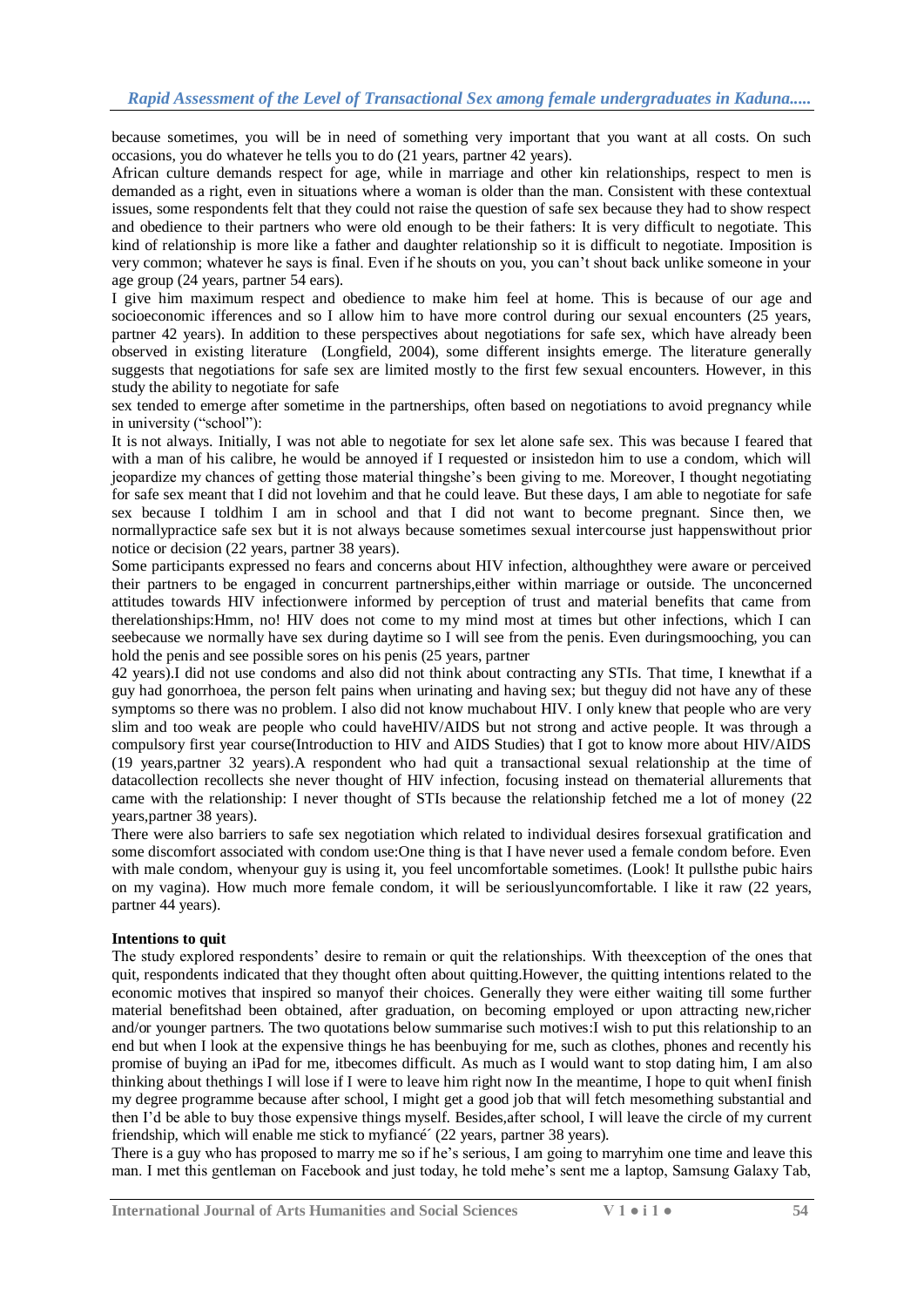because sometimes, you will be in need of something very important that you want at all costs. On such occasions, you do whatever he tells you to do (21 years, partner 42 years).

African culture demands respect for age, while in marriage and other kin relationships, respect to men is demanded as a right, even in situations where a woman is older than the man. Consistent with these contextual issues, some respondents felt that they could not raise the question of safe sex because they had to show respect and obedience to their partners who were old enough to be their fathers: It is very difficult to negotiate. This kind of relationship is more like a father and daughter relationship so it is difficult to negotiate. Imposition is very common; whatever he says is final. Even if he shouts on you, you can't shout back unlike someone in your age group (24 years, partner 54 ears).

I give him maximum respect and obedience to make him feel at home. This is because of our age and socioeconomic ifferences and so I allow him to have more control during our sexual encounters (25 years, partner 42 years). In addition to these perspectives about negotiations for safe sex, which have already been observed in existing literature (Longfield, 2004), some different insights emerge. The literature generally suggests that negotiations for safe sex are limited mostly to the first few sexual encounters. However, in this study the ability to negotiate for safe

sex tended to emerge after sometime in the partnerships, often based on negotiations to avoid pregnancy while in university ("school"):

It is not always. Initially, I was not able to negotiate for sex let alone safe sex. This was because I feared that with a man of his calibre, he would be annoyed if I requested or insistedon him to use a condom, which will jeopardize my chances of getting those material thingshe's been giving to me. Moreover, I thought negotiating for safe sex meant that I did not lovehim and that he could leave. But these days, I am able to negotiate for safe sex because I toldhim I am in school and that I did not want to become pregnant. Since then, we normallypractice safe sex but it is not always because sometimes sexual intercourse just happenswithout prior notice or decision (22 years, partner 38 years).

Some participants expressed no fears and concerns about HIV infection, althoughthey were aware or perceived their partners to be engaged in concurrent partnerships,either within marriage or outside. The unconcerned attitudes towards HIV infectionwere informed by perception of trust and material benefits that came from therelationships:Hmm, no! HIV does not come to my mind most at times but other infections, which I can seebecause we normally have sex during daytime so I will see from the penis. Even duringsmooching, you can hold the penis and see possible sores on his penis (25 years, partner 42 years).I did not use condoms and also did not think about contracting any STIs. That time, I knewthat if a guy had gonorrhoea, the person felt pains when urinating and having sex; but theguy did not have any of these symptoms so there was no problem. I also did not know muchabout HIV. I only knew that people who are very slim and too weak are people who could haveHIV/AIDS but not strong and active people. It was through a compulsory first year course(Introduction to HIV and AIDS Studies) that I got to know more about HIV/AIDS (19 years,partner 32 years).A respondent who had quit a transactional sexual relationship at the time of datacollection recollects she never thought of HIV infection, focusing instead on thematerial allurements that came with the relationship: I never thought of STIs because the relationship fetched me a lot of money (22 years,partner 38 years).

There were also barriers to safe sex negotiation which related to individual desires forsexual gratification and some discomfort associated with condom use:One thing is that I have never used a female condom before. Even with male condom, whenyour guy is using it, you feel uncomfortable sometimes. (Look! It pullsthe pubic hairs on my vagina). How much more female condom, it will be seriouslyuncomfortable. I like it raw (22 years, partner 44 years).

**Intentions to quit**

The study explored respondents' desire to remain or quit the relationships. With theexception of the ones that quit, respondents indicated that they thought often about quitting.However, the quitting intentions related to the economic motives that inspired so manyof their choices. Generally they were either waiting till some further material benefitshad been obtained, after graduation, on becoming employed or upon attracting new,richer and/or younger partners. The two quotations below summarise such motives:I wish to put this relationship to an end but when I look at the expensive things he has beenbuying for me, such as clothes, phones and recently his promise of buying an iPad for me, itbecomes difficult. As much as I would want to stop dating him, I am also thinking about thethings I will lose if I were to leave him right now In the meantime, I hope to quit whenI finish my degree programme because after school, I might get a good job that will fetch mesomething substantial and then I'd be able to buy those expensive things myself. Besides,after school, I will leave the circle of my current friendship, which will enable me stick to myfiancé´ (22 years, partner 38 years).

There is a guy who has proposed to marry me so if he's serious, I am going to marryhim one time and leave this man. I met this gentleman on Facebook and just today, he told mehe's sent me a laptop, Samsung Galaxy Tab,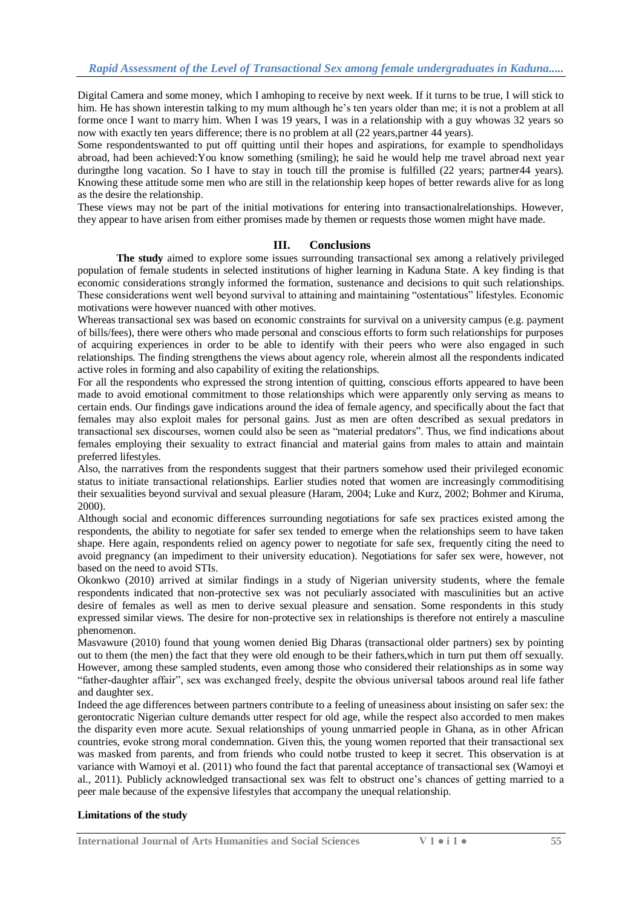Digital Camera and some money, which I amhoping to receive by next week. If it turns to be true, I will stick to him. He has shown interestin talking to my mum although he's ten years older than me; it is not a problem at all forme once I want to marry him. When I was 19 years, I was in a relationship with a guy whowas 32 years so now with exactly ten years difference; there is no problem at all (22 years,partner 44 years).

Some respondentswanted to put off quitting until their hopes and aspirations, for example to spendholidays abroad, had been achieved:You know something (smiling); he said he would help me travel abroad next year duringthe long vacation. So I have to stay in touch till the promise is fulfilled (22 years; partner44 years). Knowing these attitude some men who are still in the relationship keep hopes of better rewards alive for as long as the desire the relationship.

These views may not be part of the initial motivations for entering into transactionalrelationships. However, they appear to have arisen from either promises made by themen or requests those women might have made.

## III. Conclusions

**The study** aimed to explore some issues surrounding transactional sex among a relatively privileged population of female students in selected institutions of higher learning in Kaduna State. A key finding is that economic considerations strongly informed the formation, sustenance and decisions to quit such relationships. These considerations went well beyond survival to attaining and maintaining "ostentatious" lifestyles. Economic motivations were however nuanced with other motives.

Whereas transactional sex was based on economic constraints for survival on a university campus (e.g. payment of bills/fees), there were others who made personal and conscious efforts to form such relationships for purposes of acquiring experiences in order to be able to identify with their peers who were also engaged in such relationships. The finding strengthens the views about agency role, wherein almost all the respondents indicated active roles in forming and also capability of exiting the relationships.

For all the respondents who expressed the strong intention of quitting, conscious efforts appeared to have been made to avoid emotional commitment to those relationships which were apparently only serving as means to certain ends. Our findings gave indications around the idea of female agency, and specifically about the fact that females may also exploit males for personal gains. Just as men are often described as sexual predators in transactional sex discourses, women could also be seen as "material predators". Thus, we find indications about females employing their sexuality to extract financial and material gains from males to attain and maintain preferred lifestyles.

Also, the narratives from the respondents suggest that their partners somehow used their privileged economic status to initiate transactional relationships. Earlier studies noted that women are increasingly commoditising their sexualities beyond survival and sexual pleasure (Haram, 2004; Luke and Kurz, 2002; Bohmer and Kiruma, 2000).

Although social and economic differences surrounding negotiations for safe sex practices existed among the respondents, the ability to negotiate for safer sex tended to emerge when the relationships seem to have taken shape. Here again, respondents relied on agency power to negotiate for safe sex, frequently citing the need to avoid pregnancy (an impediment to their university education). Negotiations for safer sex were, however, not based on the need to avoid STIs.

Okonkwo (2010) arrived at similar findings in a study of Nigerian university students, where the female respondents indicated that non-protective sex was not peculiarly associated with masculinities but an active desire of females as well as men to derive sexual pleasure and sensation. Some respondents in this study expressed similar views. The desire for non-protective sex in relationships is therefore not entirely a masculine phenomenon.

Masvawure (2010) found that young women denied Big Dharas (transactional older partners) sex by pointing out to them (the men) the fact that they were old enough to be their fathers,which in turn put them off sexually. However, among these sampled students, even among those who considered their relationships as in some way "father-daughter affair", sex was exchanged freely, despite the obvious universal taboos around real life father and daughter sex.

Indeed the age differences between partners contribute to a feeling of uneasiness about insisting on safer sex: the gerontocratic Nigerian culture demands utter respect for old age, while the respect also accorded to men makes the disparity even more acute. Sexual relationships of young unmarried people in Ghana, as in other African countries, evoke strong moral condemnation. Given this, the young women reported that their transactional sex was masked from parents, and from friends who could notbe trusted to keep it secret. This observation is at variance with Wamoyi et al. (2011) who found the fact that parental acceptance of transactional sex (Wamoyi et al., 2011). Publicly acknowledged transactional sex was felt to obstruct one's chances of getting married to a peer male because of the expensive lifestyles that accompany the unequal relationship.

**Limitations of the study**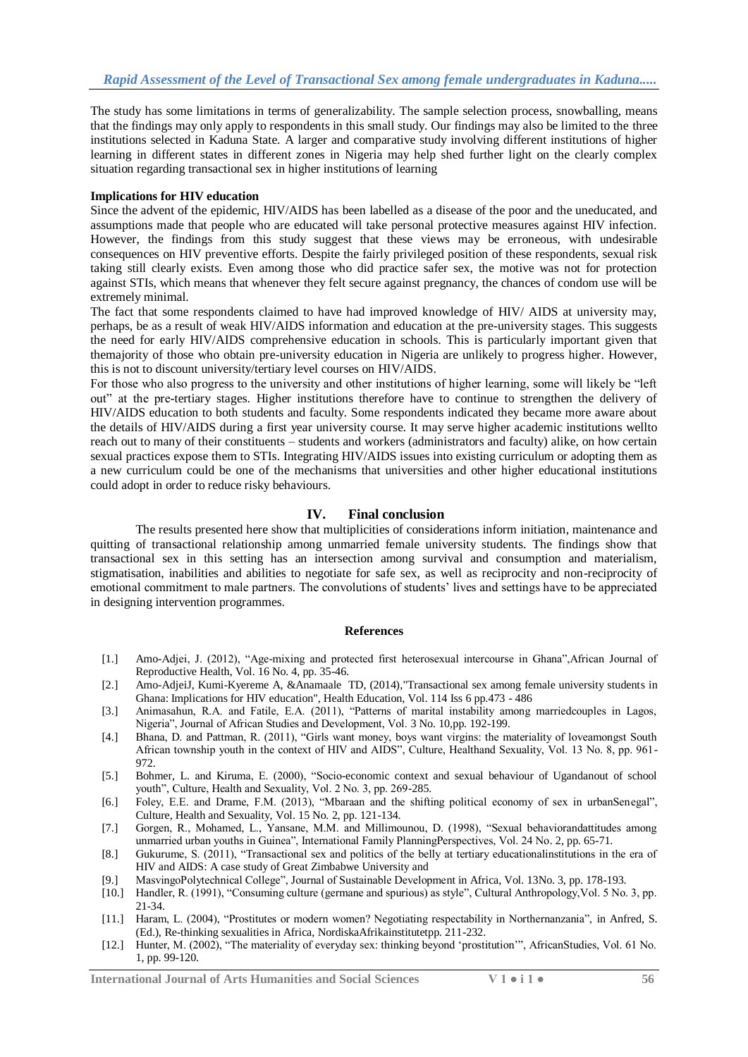The study has some limitations in terms of generalizability. The sample selection process, snowballing, means that the findings may only apply to respondents in this small study. Our findings may also be limited to the three institutions selected in Kaduna State. A larger and comparative study involving different institutions of higher learning in different states in different zones in Nigeria may help shed further light on the clearly complex situation regarding transactional sex in higher institutions of learning

**Implications for HIV education**

Since the advent of the epidemic, HIV/AIDS has been labelled as a disease of the poor and the uneducated, and assumptions made that people who are educated will take personal protective measures against HIV infection. However, the findings from this study suggest that these views may be erroneous, with undesirable consequences on HIV preventive efforts. Despite the fairly privileged position of these respondents, sexual risk taking still clearly exists. Even among those who did practice safer sex, the motive was not for protection against STIs, which means that whenever they felt secure against pregnancy, the chances of condom use will be extremely minimal.

The fact that some respondents claimed to have had improved knowledge of HIV/ AIDS at university may, perhaps, be as a result of weak HIV/AIDS information and education at the pre-university stages. This suggests the need for early HIV/AIDS comprehensive education in schools. This is particularly important given that themajority of those who obtain pre-university education in Nigeria are unlikely to progress higher. However, this is not to discount university/tertiary level courses on HIV/AIDS.

For those who also progress to the university and other institutions of higher learning, some will likely be "left out" at the pre-tertiary stages. Higher institutions therefore have to continue to strengthen the delivery of HIV/AIDS education to both students and faculty. Some respondents indicated they became more aware about the details of HIV/AIDS during a first year university course. It may serve higher academic institutions wellto reach out to many of their constituents – students and workers (administrators and faculty) alike, on how certain sexual practices expose them to STIs. Integrating HIV/AIDS issues into existing curriculum or adopting them as a new curriculum could be one of the mechanisms that universities and other higher educational institutions could adopt in order to reduce risky behaviours.

## IV. Final conclusion

The results presented here show that multiplicities of considerations inform initiation, maintenance and quitting of transactional relationship among unmarried female university students. The findings show that transactional sex in this setting has an intersection among survival and consumption and materialism, stigmatisation, inabilities and abilities to negotiate for safe sex, as well as reciprocity and non-reciprocity of emotional commitment to male partners. The convolutions of students' lives and settings have to be appreciated in designing intervention programmes.

## References

[1.] Amo-Adjei, J. (2012), "Age-mixing and protected first heterosexual intercourse in Ghana",African Journal of Reproductive Health, Vol. 16 No. 4, pp. 35-46.

[2.] Amo-AdjeiJ, Kumi-Kyereme A, &Anamaale TD, (2014),"Transactional sex among female university students in Ghana: Implications for HIV education", Health Education, Vol. 114 Iss 6 pp.473 - 486

[3.] Animasahun, R.A. and Fatile, E.A. (2011), "Patterns of marital instability among marriedcouples in Lagos, Nigeria", Journal of African Studies and Development, Vol. 3 No. 10,pp. 192-199.

[4.] Bhana, D. and Pattman, R. (2011), "Girls want money, boys want virgins: the materiality of loveamongst South African township youth in the context of HIV and AIDS", Culture, Healthand Sexuality, Vol. 13 No. 8, pp. 961-972.

[5.] Bohmer, L. and Kiruma, E. (2000), "Socio-economic context and sexual behaviour of Ugandanout of school youth", Culture, Health and Sexuality, Vol. 2 No. 3, pp. 269-285.

[6.] Foley, E.E. and Drame, F.M. (2013), "Mbaraan and the shifting political economy of sex in urbanSenegal", Culture, Health and Sexuality, Vol. 15 No. 2, pp. 121-134.

[7.] Gorgen, R., Mohamed, L., Yansane, M.M. and Millimounou, D. (1998), "Sexual behaviorandattitudes among unmarried urban youths in Guinea", International Family PlanningPerspectives, Vol. 24 No. 2, pp. 65-71.

[8.] Gukurume, S. (2011), "Transactional sex and politics of the belly at tertiary educationalinstitutions in the era of HIV and AIDS: A case study of Great Zimbabwe University and

[9.] MasvingoPolytechnical College", Journal of Sustainable Development in Africa, Vol. 13No. 3, pp. 178-193.

[10.] Handler, R. (1991), "Consuming culture (germane and spurious) as style", Cultural Anthropology,Vol. 5 No. 3, pp. 21-34.

[11.] Haram, L. (2004), "Prostitutes or modern women? Negotiating respectability in Northernanzania", in Anfred, S. (Ed.), Re-thinking sexualities in Africa, NordiskaAfrikainstitutetpp. 211-232.

[12.] Hunter, M. (2002), "The materiality of everyday sex: thinking beyond 'prostitution'", AfricanStudies, Vol. 61 No. 1, pp. 99-120.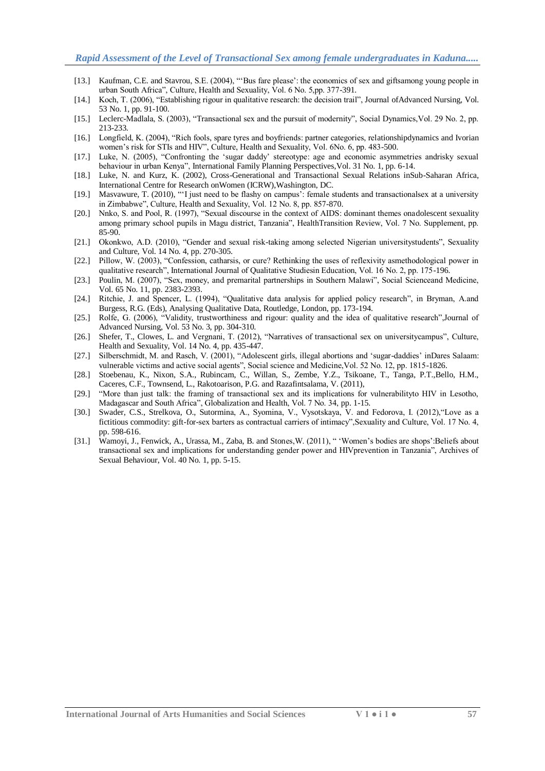[13.] Kaufman, C.E. and Stavrou, S.E. (2004), "'Bus fare please': the economics of sex and giftsamong young people in urban South Africa", Culture, Health and Sexuality, Vol. 6 No. 5,pp. 377-391.

[14.] Koch, T. (2006), "Establishing rigour in qualitative research: the decision trail", Journal ofAdvanced Nursing, Vol. 53 No. 1, pp. 91-100.

[15.] Leclerc-Madlala, S. (2003), "Transactional sex and the pursuit of modernity", Social Dynamics,Vol. 29 No. 2, pp. 213-233.

[16.] Longfield, K. (2004), "Rich fools, spare tyres and boyfriends: partner categories, relationshipdynamics and Ivorian women's risk for STIs and HIV", Culture, Health and Sexuality, Vol. 6No. 6, pp. 483-500.

[17.] Luke, N. (2005), "Confronting the 'sugar daddy' stereotype: age and economic asymmetries andrisky sexual behaviour in urban Kenya", International Family Planning Perspectives,Vol. 31 No. 1, pp. 6-14.

[18.] Luke, N. and Kurz, K. (2002), Cross-Generational and Transactional Sexual Relations inSub-Saharan Africa, International Centre for Research onWomen (ICRW),Washington, DC.

[19.] Masvawure, T. (2010), "'I just need to be flashy on campus': female students and transactionalsex at a university in Zimbabwe", Culture, Health and Sexuality, Vol. 12 No. 8, pp. 857-870.

[20.] Nnko, S. and Pool, R. (1997), "Sexual discourse in the context of AIDS: dominant themes onadolescent sexuality among primary school pupils in Magu district, Tanzania", HealthTransition Review, Vol. 7 No. Supplement, pp. 85-90.

[21.] Okonkwo, A.D. (2010), "Gender and sexual risk-taking among selected Nigerian universitystudents", Sexuality and Culture, Vol. 14 No. 4, pp. 270-305.

[22.] Pillow, W. (2003), "Confession, catharsis, or cure? Rethinking the uses of reflexivity asmethodological power in qualitative research", International Journal of Qualitative Studiesin Education, Vol. 16 No. 2, pp. 175-196.

[23.] Poulin, M. (2007), "Sex, money, and premarital partnerships in Southern Malawi", Social Scienceand Medicine, Vol. 65 No. 11, pp. 2383-2393.

[24.] Ritchie, J. and Spencer, L. (1994), "Qualitative data analysis for applied policy research", in Bryman, A.and Burgess, R.G. (Eds), Analysing Qualitative Data, Routledge, London, pp. 173-194.

[25.] Rolfe, G. (2006), "Validity, trustworthiness and rigour: quality and the idea of qualitative research",Journal of Advanced Nursing, Vol. 53 No. 3, pp. 304-310.

[26.] Shefer, T., Clowes, L. and Vergnani, T. (2012), "Narratives of transactional sex on universitycampus", Culture, Health and Sexuality, Vol. 14 No. 4, pp. 435-447.

[27.] Silberschmidt, M. and Rasch, V. (2001), "Adolescent girls, illegal abortions and 'sugar-daddies' inDares Salaam: vulnerable victims and active social agents", Social science and Medicine,Vol. 52 No. 12, pp. 1815-1826.

[28.] Stoebenau, K., Nixon, S.A., Rubincam, C., Willan, S., Zembe, Y.Z., Tsikoane, T., Tanga, P.T.,Bello, H.M., Caceres, C.F., Townsend, L., Rakotoarison, P.G. and Razafintsalama, V. (2011),

[29.] "More than just talk: the framing of transactional sex and its implications for vulnerabilityto HIV in Lesotho, Madagascar and South Africa", Globalization and Health, Vol. 7 No. 34, pp. 1-15.

[30.] Swader, C.S., Strelkova, O., Sutormina, A., Syomina, V., Vysotskaya, V. and Fedorova, I. (2012),"Love as a fictitious commodity: gift-for-sex barters as contractual carriers of intimacy",Sexuality and Culture, Vol. 17 No. 4, pp. 598-616.

[31.] Wamoyi, J., Fenwick, A., Urassa, M., Zaba, B. and Stones,W. (2011), " 'Women's bodies are shops':Beliefs about transactional sex and implications for understanding gender power and HIVprevention in Tanzania", Archives of Sexual Behaviour, Vol. 40 No. 1, pp. 5-15.